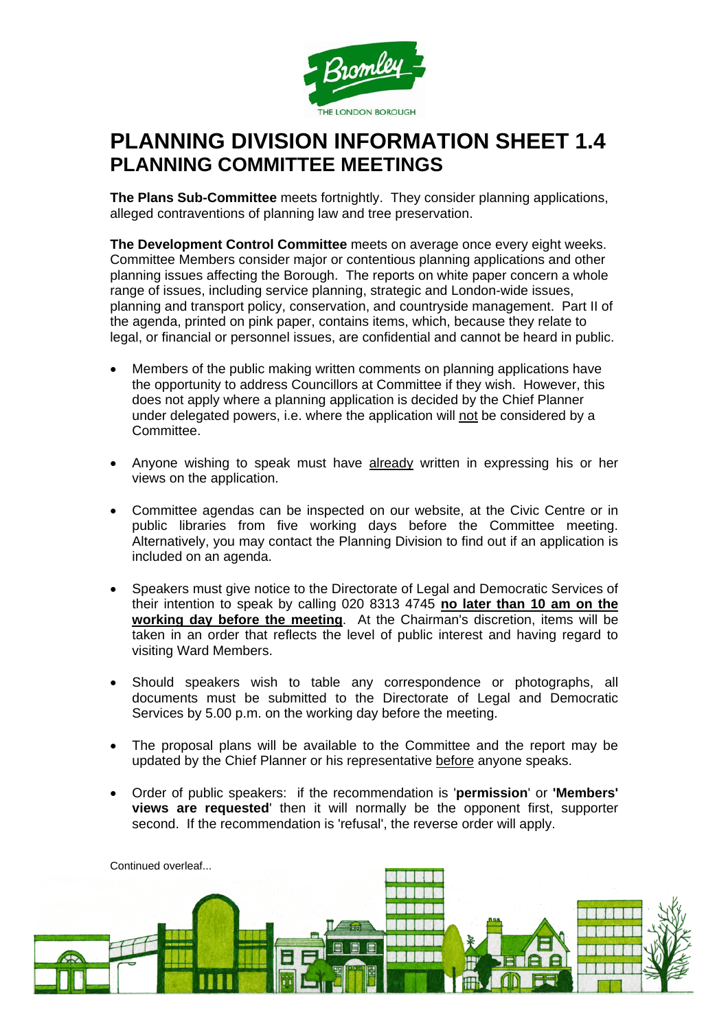# PLANNING DIVISION INFORMATION SHEET 1.4

## PLANNING COMMITTEE MEETINGS

**The Plans Sub-Committee** meets fortnightly. They consider planning applications, alleged contraventions of planning law and tree preservation.

**The Development Control Committee** meets on average once every eight weeks. Committee Members consider major or contentious planning applications and other planning issues affecting the Borough. The reports on white paper concern a whole range of issues, including service planning, strategic and London-wide issues, planning and transport policy, conservation, and countryside management. Part II of the agenda, printed on pink paper, contains items, which, because they relate to legal, or financial or personnel issues, are confidential and cannot be heard in public.

- Members of the public making written comments on planning applications have the opportunity to address Councillors at Committee if they wish. However, this does not apply where a planning application is decided by the Chief Planner under delegated powers, i.e. where the application will not be considered by a Committee.
- Anyone wishing to speak must have already written in expressing his or her views on the application.
- Committee agendas can be inspected on our website, at the Civic Centre or in public libraries from five working days before the Committee meeting. Alternatively, you may contact the Planning Division to find out if an application is included on an agenda.
- Speakers must give notice to the Directorate of Legal and Democratic Services of their intention to speak by calling 020 8313 4745 **no later than 10 am on the working day before the meeting**. At the Chairman's discretion, items will be taken in an order that reflects the level of public interest and having regard to visiting Ward Members.
- Should speakers wish to table any correspondence or photographs, all documents must be submitted to the Directorate of Legal and Democratic Services by 5.00 p.m. on the working day before the meeting.
- The proposal plans will be available to the Committee and the report may be updated by the Chief Planner or his representative before anyone speaks.
- Order of public speakers: if the recommendation is '**permission**' or **'Members' views are requested**' then it will normally be the opponent first, supporter second. If the recommendation is 'refusal', the reverse order will apply.

Continued overleaf...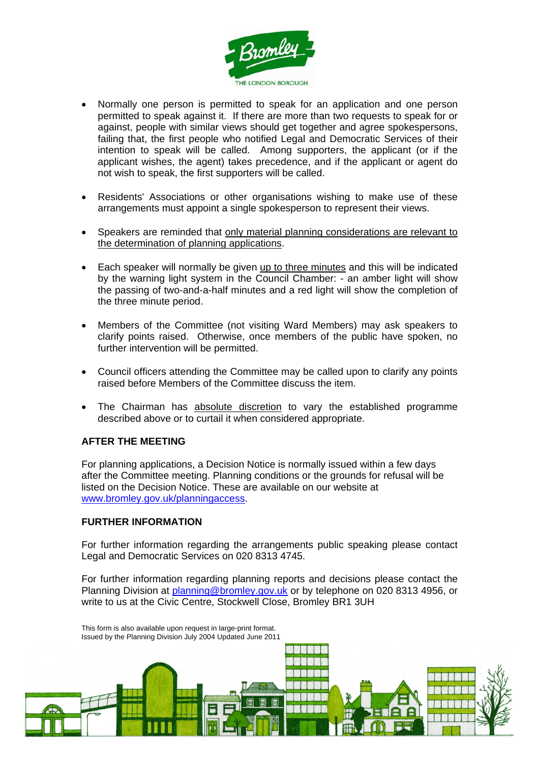- Normally one person is permitted to speak for an application and one person permitted to speak against it. If there are more than two requests to speak for or against, people with similar views should get together and agree spokespersons, failing that, the first people who notified Legal and Democratic Services of their intention to speak will be called. Among supporters, the applicant (or if the applicant wishes, the agent) takes precedence, and if the applicant or agent do not wish to speak, the first supporters will be called.

- Residents' Associations or other organisations wishing to make use of these arrangements must appoint a single spokesperson to represent their views.

- Speakers are reminded that only material planning considerations are relevant to the determination of planning applications.

- Each speaker will normally be given up to three minutes and this will be indicated by the warning light system in the Council Chamber: - an amber light will show the passing of two-and-a-half minutes and a red light will show the completion of the three minute period.

- Members of the Committee (not visiting Ward Members) may ask speakers to clarify points raised. Otherwise, once members of the public have spoken, no further intervention will be permitted.

- Council officers attending the Committee may be called upon to clarify any points raised before Members of the Committee discuss the item.

- The Chairman has absolute discretion to vary the established programme described above or to curtail it when considered appropriate.

**AFTER THE MEETING**

For planning applications, a Decision Notice is normally issued within a few days after the Committee meeting. Planning conditions or the grounds for refusal will be listed on the Decision Notice. These are available on our website at www.bromley.gov.uk/planningaccess.

**FURTHER INFORMATION**

For further information regarding the arrangements public speaking please contact Legal and Democratic Services on 020 8313 4745.

For further information regarding planning reports and decisions please contact the Planning Division at planning@bromley.gov.uk or by telephone on 020 8313 4956, or write to us at the Civic Centre, Stockwell Close, Bromley BR1 3UH

This form is also available upon request in large-print format.
Issued by the Planning Division July 2004 Updated June 2011